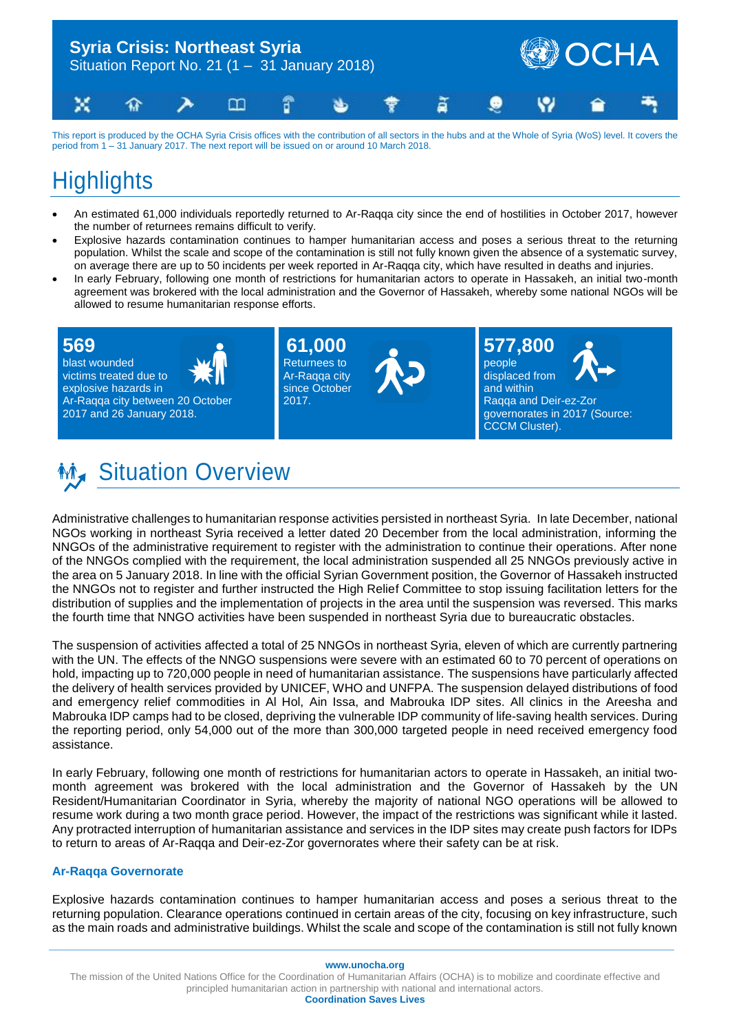# Syria Crisis: Northeast Syria

Situation Report No. 21 (1 – 31 January 2018)

This report is produced by the OCHA Syria Crisis offices with the contribution of all sectors in the hubs and at the Whole of Syria (WoS) level. It covers the period from 1 – 31 January 2017. The next report will be issued on or around 10 March 2018.

## Highlights

- An estimated 61,000 individuals reportedly returned to Ar-Raqqa city since the end of hostilities in October 2017, however the number of returnees remains difficult to verify.
- Explosive hazards contamination continues to hamper humanitarian access and poses a serious threat to the returning population. Whilst the scale and scope of the contamination is still not fully known given the absence of a systematic survey, on average there are up to 50 incidents per week reported in Ar-Raqqa city, which have resulted in deaths and injuries.
- In early February, following one month of restrictions for humanitarian actors to operate in Hassakeh, an initial two-month agreement was brokered with the local administration and the Governor of Hassakeh, whereby some national NGOs will be allowed to resume humanitarian response efforts.

**569**
blast wounded victims treated due to explosive hazards in Ar-Raqqa city between 20 October 2017 and 26 January 2018.

**61,000**
Returnees to Ar-Raqqa city since October 2017.

**577,800**
people displaced from and within Raqqa and Deir-ez-Zor governorates in 2017 (Source: CCCM Cluster).

## Situation Overview

Administrative challenges to humanitarian response activities persisted in northeast Syria. In late December, national NGOs working in northeast Syria received a letter dated 20 December from the local administration, informing the NNGOs of the administrative requirement to register with the administration to continue their operations. After none of the NNGOs complied with the requirement, the local administration suspended all 25 NNGOs previously active in the area on 5 January 2018. In line with the official Syrian Government position, the Governor of Hassakeh instructed the NNGOs not to register and further instructed the High Relief Committee to stop issuing facilitation letters for the distribution of supplies and the implementation of projects in the area until the suspension was reversed. This marks the fourth time that NNGO activities have been suspended in northeast Syria due to bureaucratic obstacles.

The suspension of activities affected a total of 25 NNGOs in northeast Syria, eleven of which are currently partnering with the UN. The effects of the NNGO suspensions were severe with an estimated 60 to 70 percent of operations on hold, impacting up to 720,000 people in need of humanitarian assistance. The suspensions have particularly affected the delivery of health services provided by UNICEF, WHO and UNFPA. The suspension delayed distributions of food and emergency relief commodities in Al Hol, Ain Issa, and Mabrouka IDP sites. All clinics in the Areesha and Mabrouka IDP camps had to be closed, depriving the vulnerable IDP community of life-saving health services. During the reporting period, only 54,000 out of the more than 300,000 targeted people in need received emergency food assistance.

In early February, following one month of restrictions for humanitarian actors to operate in Hassakeh, an initial two-month agreement was brokered with the local administration and the Governor of Hassakeh by the UN Resident/Humanitarian Coordinator in Syria, whereby the majority of national NGO operations will be allowed to resume work during a two month grace period. However, the impact of the restrictions was significant while it lasted. Any protracted interruption of humanitarian assistance and services in the IDP sites may create push factors for IDPs to return to areas of Ar-Raqqa and Deir-ez-Zor governorates where their safety can be at risk.

### Ar-Raqqa Governorate

Explosive hazards contamination continues to hamper humanitarian access and poses a serious threat to the returning population. Clearance operations continued in certain areas of the city, focusing on key infrastructure, such as the main roads and administrative buildings. Whilst the scale and scope of the contamination is still not fully known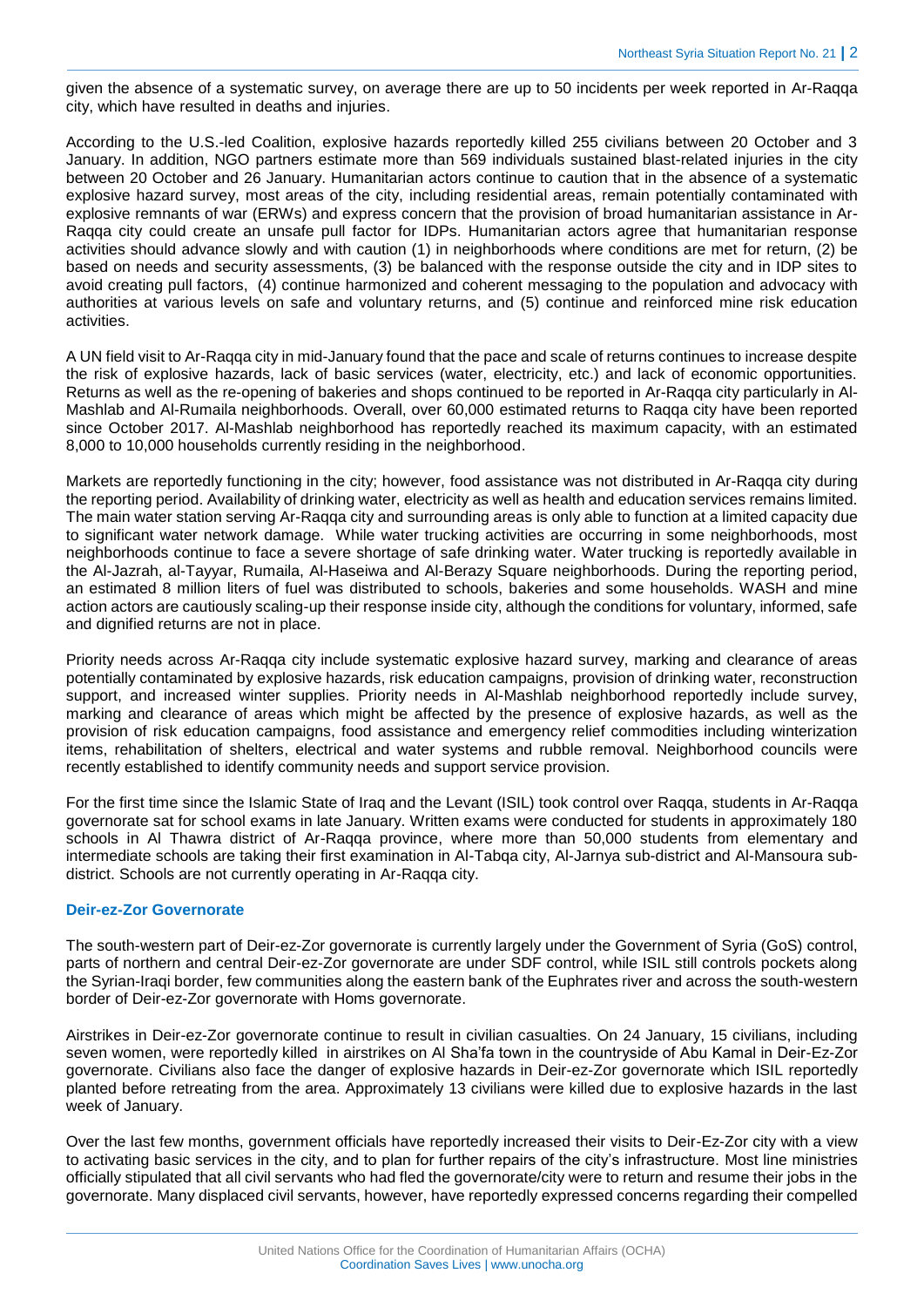given the absence of a systematic survey, on average there are up to 50 incidents per week reported in Ar-Raqqa city, which have resulted in deaths and injuries.

According to the U.S.-led Coalition, explosive hazards reportedly killed 255 civilians between 20 October and 3 January. In addition, NGO partners estimate more than 569 individuals sustained blast-related injuries in the city between 20 October and 26 January. Humanitarian actors continue to caution that in the absence of a systematic explosive hazard survey, most areas of the city, including residential areas, remain potentially contaminated with explosive remnants of war (ERWs) and express concern that the provision of broad humanitarian assistance in Ar-Raqqa city could create an unsafe pull factor for IDPs. Humanitarian actors agree that humanitarian response activities should advance slowly and with caution (1) in neighborhoods where conditions are met for return, (2) be based on needs and security assessments, (3) be balanced with the response outside the city and in IDP sites to avoid creating pull factors, (4) continue harmonized and coherent messaging to the population and advocacy with authorities at various levels on safe and voluntary returns, and (5) continue and reinforced mine risk education activities.

A UN field visit to Ar-Raqqa city in mid-January found that the pace and scale of returns continues to increase despite the risk of explosive hazards, lack of basic services (water, electricity, etc.) and lack of economic opportunities. Returns as well as the re-opening of bakeries and shops continued to be reported in Ar-Raqqa city particularly in Al-Mashlab and Al-Rumaila neighborhoods. Overall, over 60,000 estimated returns to Raqqa city have been reported since October 2017. Al-Mashlab neighborhood has reportedly reached its maximum capacity, with an estimated 8,000 to 10,000 households currently residing in the neighborhood.

Markets are reportedly functioning in the city; however, food assistance was not distributed in Ar-Raqqa city during the reporting period. Availability of drinking water, electricity as well as health and education services remains limited. The main water station serving Ar-Raqqa city and surrounding areas is only able to function at a limited capacity due to significant water network damage. While water trucking activities are occurring in some neighborhoods, most neighborhoods continue to face a severe shortage of safe drinking water. Water trucking is reportedly available in the Al-Jazrah, al-Tayyar, Rumaila, Al-Haseiwa and Al-Berazy Square neighborhoods. During the reporting period, an estimated 8 million liters of fuel was distributed to schools, bakeries and some households. WASH and mine action actors are cautiously scaling-up their response inside city, although the conditions for voluntary, informed, safe and dignified returns are not in place.

Priority needs across Ar-Raqqa city include systematic explosive hazard survey, marking and clearance of areas potentially contaminated by explosive hazards, risk education campaigns, provision of drinking water, reconstruction support, and increased winter supplies. Priority needs in Al-Mashlab neighborhood reportedly include survey, marking and clearance of areas which might be affected by the presence of explosive hazards, as well as the provision of risk education campaigns, food assistance and emergency relief commodities including winterization items, rehabilitation of shelters, electrical and water systems and rubble removal. Neighborhood councils were recently established to identify community needs and support service provision.

For the first time since the Islamic State of Iraq and the Levant (ISIL) took control over Raqqa, students in Ar-Raqqa governorate sat for school exams in late January. Written exams were conducted for students in approximately 180 schools in Al Thawra district of Ar-Raqqa province, where more than 50,000 students from elementary and intermediate schools are taking their first examination in Al-Tabqa city, Al-Jarnya sub-district and Al-Mansoura sub-district. Schools are not currently operating in Ar-Raqqa city.

### Deir-ez-Zor Governorate

The south-western part of Deir-ez-Zor governorate is currently largely under the Government of Syria (GoS) control, parts of northern and central Deir-ez-Zor governorate are under SDF control, while ISIL still controls pockets along the Syrian-Iraqi border, few communities along the eastern bank of the Euphrates river and across the south-western border of Deir-ez-Zor governorate with Homs governorate.

Airstrikes in Deir-ez-Zor governorate continue to result in civilian casualties. On 24 January, 15 civilians, including seven women, were reportedly killed in airstrikes on Al Sha'fa town in the countryside of Abu Kamal in Deir-Ez-Zor governorate. Civilians also face the danger of explosive hazards in Deir-ez-Zor governorate which ISIL reportedly planted before retreating from the area. Approximately 13 civilians were killed due to explosive hazards in the last week of January.

Over the last few months, government officials have reportedly increased their visits to Deir-Ez-Zor city with a view to activating basic services in the city, and to plan for further repairs of the city's infrastructure. Most line ministries officially stipulated that all civil servants who had fled the governorate/city were to return and resume their jobs in the governorate. Many displaced civil servants, however, have reportedly expressed concerns regarding their compelled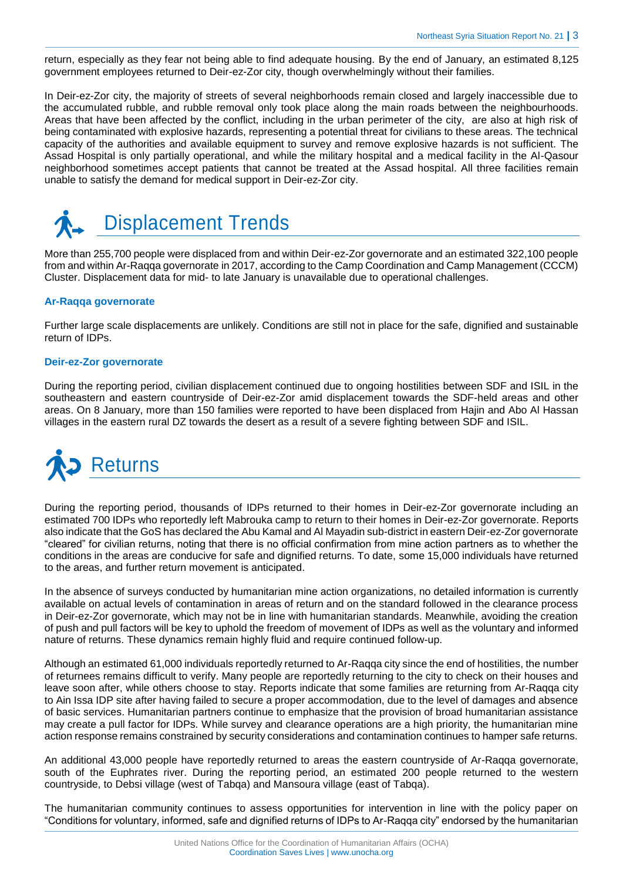return, especially as they fear not being able to find adequate housing. By the end of January, an estimated 8,125 government employees returned to Deir-ez-Zor city, though overwhelmingly without their families.

In Deir-ez-Zor city, the majority of streets of several neighborhoods remain closed and largely inaccessible due to the accumulated rubble, and rubble removal only took place along the main roads between the neighbourhoods. Areas that have been affected by the conflict, including in the urban perimeter of the city, are also at high risk of being contaminated with explosive hazards, representing a potential threat for civilians to these areas. The technical capacity of the authorities and available equipment to survey and remove explosive hazards is not sufficient. The Assad Hospital is only partially operational, and while the military hospital and a medical facility in the Al-Qasour neighborhood sometimes accept patients that cannot be treated at the Assad hospital. All three facilities remain unable to satisfy the demand for medical support in Deir-ez-Zor city.

# Displacement Trends

More than 255,700 people were displaced from and within Deir-ez-Zor governorate and an estimated 322,100 people from and within Ar-Raqqa governorate in 2017, according to the Camp Coordination and Camp Management (CCCM) Cluster. Displacement data for mid- to late January is unavailable due to operational challenges.

### Ar-Raqqa governorate

Further large scale displacements are unlikely. Conditions are still not in place for the safe, dignified and sustainable return of IDPs.

### Deir-ez-Zor governorate

During the reporting period, civilian displacement continued due to ongoing hostilities between SDF and ISIL in the southeastern and eastern countryside of Deir-ez-Zor amid displacement towards the SDF-held areas and other areas. On 8 January, more than 150 families were reported to have been displaced from Hajin and Abo Al Hassan villages in the eastern rural DZ towards the desert as a result of a severe fighting between SDF and ISIL.

# Returns

During the reporting period, thousands of IDPs returned to their homes in Deir-ez-Zor governorate including an estimated 700 IDPs who reportedly left Mabrouka camp to return to their homes in Deir-ez-Zor governorate. Reports also indicate that the GoS has declared the Abu Kamal and Al Mayadin sub-district in eastern Deir-ez-Zor governorate "cleared" for civilian returns, noting that there is no official confirmation from mine action partners as to whether the conditions in the areas are conducive for safe and dignified returns. To date, some 15,000 individuals have returned to the areas, and further return movement is anticipated.

In the absence of surveys conducted by humanitarian mine action organizations, no detailed information is currently available on actual levels of contamination in areas of return and on the standard followed in the clearance process in Deir-ez-Zor governorate, which may not be in line with humanitarian standards. Meanwhile, avoiding the creation of push and pull factors will be key to uphold the freedom of movement of IDPs as well as the voluntary and informed nature of returns. These dynamics remain highly fluid and require continued follow-up.

Although an estimated 61,000 individuals reportedly returned to Ar-Raqqa city since the end of hostilities, the number of returnees remains difficult to verify. Many people are reportedly returning to the city to check on their houses and leave soon after, while others choose to stay. Reports indicate that some families are returning from Ar-Raqqa city to Ain Issa IDP site after having failed to secure a proper accommodation, due to the level of damages and absence of basic services. Humanitarian partners continue to emphasize that the provision of broad humanitarian assistance may create a pull factor for IDPs. While survey and clearance operations are a high priority, the humanitarian mine action response remains constrained by security considerations and contamination continues to hamper safe returns.

An additional 43,000 people have reportedly returned to areas the eastern countryside of Ar-Raqqa governorate, south of the Euphrates river. During the reporting period, an estimated 200 people returned to the western countryside, to Debsi village (west of Tabqa) and Mansoura village (east of Tabqa).

The humanitarian community continues to assess opportunities for intervention in line with the policy paper on "Conditions for voluntary, informed, safe and dignified returns of IDPs to Ar-Raqqa city" endorsed by the humanitarian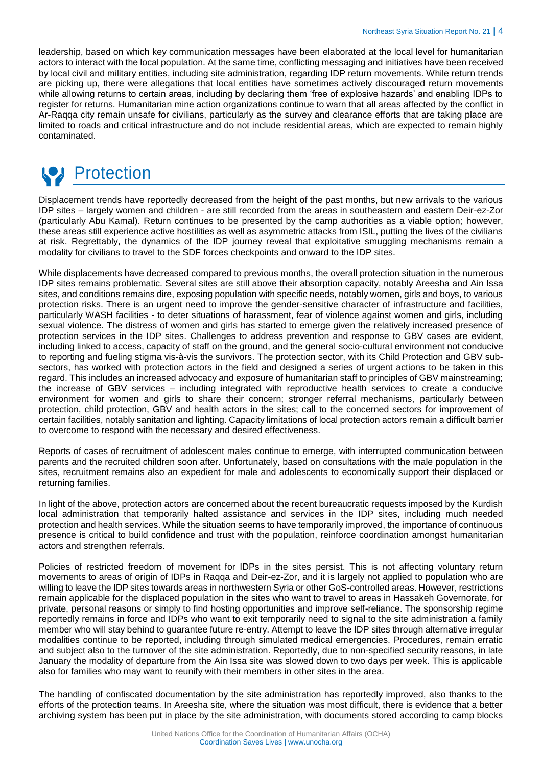leadership, based on which key communication messages have been elaborated at the local level for humanitarian actors to interact with the local population. At the same time, conflicting messaging and initiatives have been received by local civil and military entities, including site administration, regarding IDP return movements. While return trends are picking up, there were allegations that local entities have sometimes actively discouraged return movements while allowing returns to certain areas, including by declaring them 'free of explosive hazards' and enabling IDPs to register for returns. Humanitarian mine action organizations continue to warn that all areas affected by the conflict in Ar-Raqqa city remain unsafe for civilians, particularly as the survey and clearance efforts that are taking place are limited to roads and critical infrastructure and do not include residential areas, which are expected to remain highly contaminated.

# Protection

Displacement trends have reportedly decreased from the height of the past months, but new arrivals to the various IDP sites – largely women and children - are still recorded from the areas in southeastern and eastern Deir-ez-Zor (particularly Abu Kamal). Return continues to be presented by the camp authorities as a viable option; however, these areas still experience active hostilities as well as asymmetric attacks from ISIL, putting the lives of the civilians at risk. Regrettably, the dynamics of the IDP journey reveal that exploitative smuggling mechanisms remain a modality for civilians to travel to the SDF forces checkpoints and onward to the IDP sites.

While displacements have decreased compared to previous months, the overall protection situation in the numerous IDP sites remains problematic. Several sites are still above their absorption capacity, notably Areesha and Ain Issa sites, and conditions remains dire, exposing population with specific needs, notably women, girls and boys, to various protection risks. There is an urgent need to improve the gender-sensitive character of infrastructure and facilities, particularly WASH facilities - to deter situations of harassment, fear of violence against women and girls, including sexual violence. The distress of women and girls has started to emerge given the relatively increased presence of protection services in the IDP sites. Challenges to address prevention and response to GBV cases are evident, including linked to access, capacity of staff on the ground, and the general socio-cultural environment not conducive to reporting and fueling stigma vis-à-vis the survivors. The protection sector, with its Child Protection and GBV sub-sectors, has worked with protection actors in the field and designed a series of urgent actions to be taken in this regard. This includes an increased advocacy and exposure of humanitarian staff to principles of GBV mainstreaming; the increase of GBV services – including integrated with reproductive health services to create a conducive environment for women and girls to share their concern; stronger referral mechanisms, particularly between protection, child protection, GBV and health actors in the sites; call to the concerned sectors for improvement of certain facilities, notably sanitation and lighting. Capacity limitations of local protection actors remain a difficult barrier to overcome to respond with the necessary and desired effectiveness.

Reports of cases of recruitment of adolescent males continue to emerge, with interrupted communication between parents and the recruited children soon after. Unfortunately, based on consultations with the male population in the sites, recruitment remains also an expedient for male and adolescents to economically support their displaced or returning families.

In light of the above, protection actors are concerned about the recent bureaucratic requests imposed by the Kurdish local administration that temporarily halted assistance and services in the IDP sites, including much needed protection and health services. While the situation seems to have temporarily improved, the importance of continuous presence is critical to build confidence and trust with the population, reinforce coordination amongst humanitarian actors and strengthen referrals.

Policies of restricted freedom of movement for IDPs in the sites persist. This is not affecting voluntary return movements to areas of origin of IDPs in Raqqa and Deir-ez-Zor, and it is largely not applied to population who are willing to leave the IDP sites towards areas in northwestern Syria or other GoS-controlled areas. However, restrictions remain applicable for the displaced population in the sites who want to travel to areas in Hassakeh Governorate, for private, personal reasons or simply to find hosting opportunities and improve self-reliance. The sponsorship regime reportedly remains in force and IDPs who want to exit temporarily need to signal to the site administration a family member who will stay behind to guarantee future re-entry. Attempt to leave the IDP sites through alternative irregular modalities continue to be reported, including through simulated medical emergencies. Procedures, remain erratic and subject also to the turnover of the site administration. Reportedly, due to non-specified security reasons, in late January the modality of departure from the Ain Issa site was slowed down to two days per week. This is applicable also for families who may want to reunify with their members in other sites in the area.

The handling of confiscated documentation by the site administration has reportedly improved, also thanks to the efforts of the protection teams. In Areesha site, where the situation was most difficult, there is evidence that a better archiving system has been put in place by the site administration, with documents stored according to camp blocks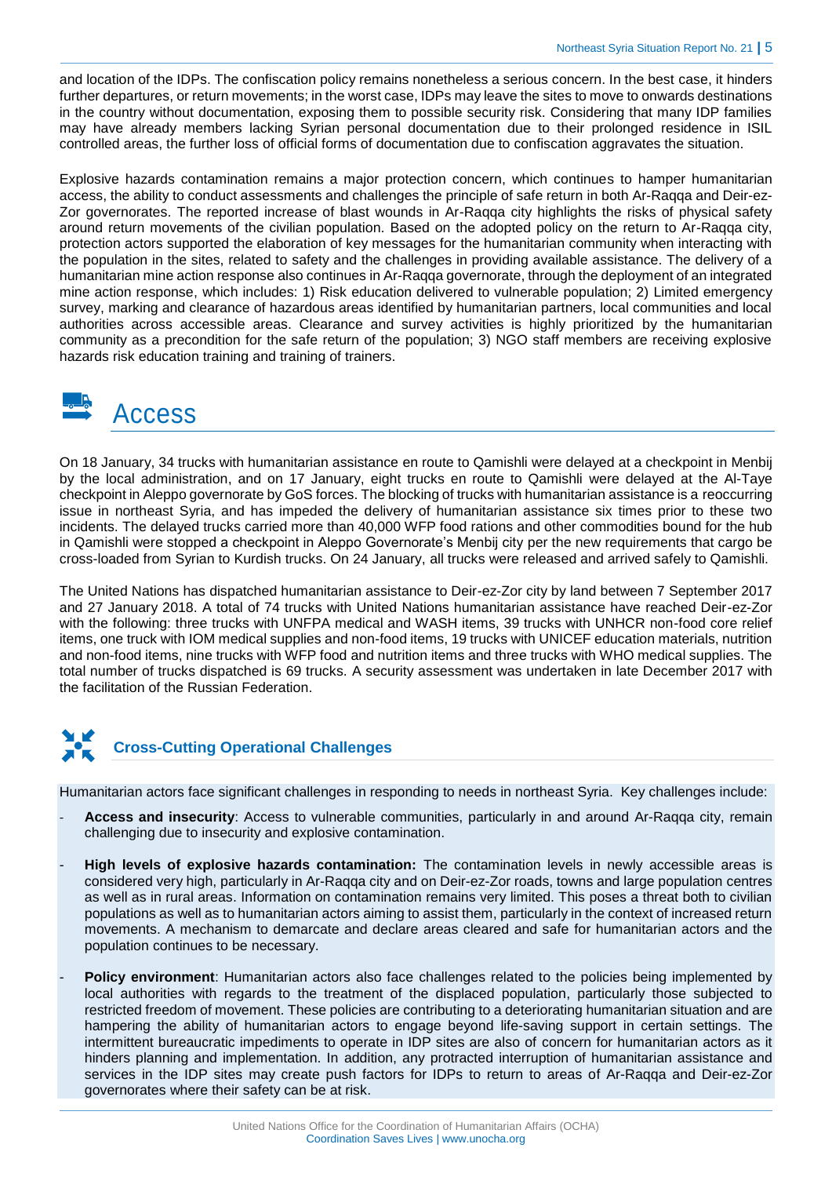and location of the IDPs. The confiscation policy remains nonetheless a serious concern. In the best case, it hinders further departures, or return movements; in the worst case, IDPs may leave the sites to move to onwards destinations in the country without documentation, exposing them to possible security risk. Considering that many IDP families may have already members lacking Syrian personal documentation due to their prolonged residence in ISIL controlled areas, the further loss of official forms of documentation due to confiscation aggravates the situation.

Explosive hazards contamination remains a major protection concern, which continues to hamper humanitarian access, the ability to conduct assessments and challenges the principle of safe return in both Ar-Raqqa and Deir-ez-Zor governorates. The reported increase of blast wounds in Ar-Raqqa city highlights the risks of physical safety around return movements of the civilian population. Based on the adopted policy on the return to Ar-Raqqa city, protection actors supported the elaboration of key messages for the humanitarian community when interacting with the population in the sites, related to safety and the challenges in providing available assistance. The delivery of a humanitarian mine action response also continues in Ar-Raqqa governorate, through the deployment of an integrated mine action response, which includes: 1) Risk education delivered to vulnerable population; 2) Limited emergency survey, marking and clearance of hazardous areas identified by humanitarian partners, local communities and local authorities across accessible areas. Clearance and survey activities is highly prioritized by the humanitarian community as a precondition for the safe return of the population; 3) NGO staff members are receiving explosive hazards risk education training and training of trainers.

# Access

On 18 January, 34 trucks with humanitarian assistance en route to Qamishli were delayed at a checkpoint in Menbij by the local administration, and on 17 January, eight trucks en route to Qamishli were delayed at the Al-Taye checkpoint in Aleppo governorate by GoS forces. The blocking of trucks with humanitarian assistance is a reoccurring issue in northeast Syria, and has impeded the delivery of humanitarian assistance six times prior to these two incidents. The delayed trucks carried more than 40,000 WFP food rations and other commodities bound for the hub in Qamishli were stopped a checkpoint in Aleppo Governorate's Menbij city per the new requirements that cargo be cross-loaded from Syrian to Kurdish trucks. On 24 January, all trucks were released and arrived safely to Qamishli.

The United Nations has dispatched humanitarian assistance to Deir-ez-Zor city by land between 7 September 2017 and 27 January 2018. A total of 74 trucks with United Nations humanitarian assistance have reached Deir-ez-Zor with the following: three trucks with UNFPA medical and WASH items, 39 trucks with UNHCR non-food core relief items, one truck with IOM medical supplies and non-food items, 19 trucks with UNICEF education materials, nutrition and non-food items, nine trucks with WFP food and nutrition items and three trucks with WHO medical supplies. The total number of trucks dispatched is 69 trucks. A security assessment was undertaken in late December 2017 with the facilitation of the Russian Federation.

## Cross-Cutting Operational Challenges

Humanitarian actors face significant challenges in responding to needs in northeast Syria. Key challenges include:

- **Access and insecurity**: Access to vulnerable communities, particularly in and around Ar-Raqqa city, remain challenging due to insecurity and explosive contamination.
- **High levels of explosive hazards contamination:** The contamination levels in newly accessible areas is considered very high, particularly in Ar-Raqqa city and on Deir-ez-Zor roads, towns and large population centres as well as in rural areas. Information on contamination remains very limited. This poses a threat both to civilian populations as well as to humanitarian actors aiming to assist them, particularly in the context of increased return movements. A mechanism to demarcate and declare areas cleared and safe for humanitarian actors and the population continues to be necessary.
- **Policy environment**: Humanitarian actors also face challenges related to the policies being implemented by local authorities with regards to the treatment of the displaced population, particularly those subjected to restricted freedom of movement. These policies are contributing to a deteriorating humanitarian situation and are hampering the ability of humanitarian actors to engage beyond life-saving support in certain settings. The intermittent bureaucratic impediments to operate in IDP sites are also of concern for humanitarian actors as it hinders planning and implementation. In addition, any protracted interruption of humanitarian assistance and services in the IDP sites may create push factors for IDPs to return to areas of Ar-Raqqa and Deir-ez-Zor governorates where their safety can be at risk.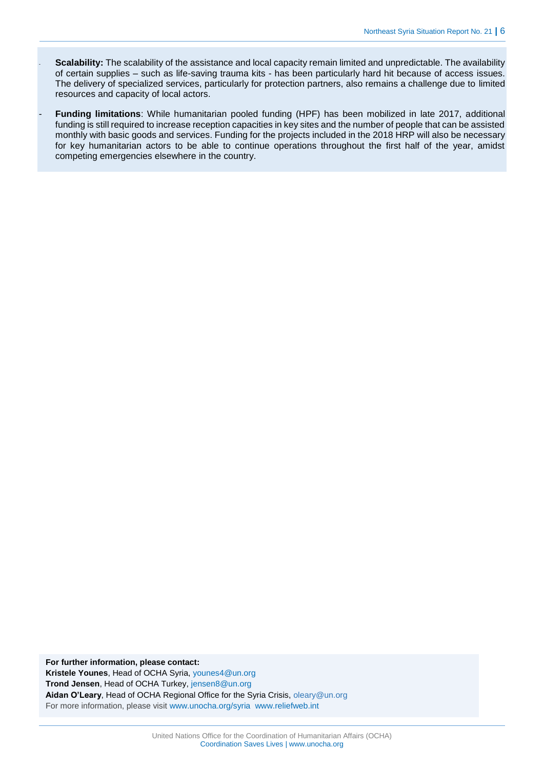- **Scalability:** The scalability of the assistance and local capacity remain limited and unpredictable. The availability of certain supplies – such as life-saving trauma kits - has been particularly hard hit because of access issues. The delivery of specialized services, particularly for protection partners, also remains a challenge due to limited resources and capacity of local actors.
- **Funding limitations**: While humanitarian pooled funding (HPF) has been mobilized in late 2017, additional funding is still required to increase reception capacities in key sites and the number of people that can be assisted monthly with basic goods and services. Funding for the projects included in the 2018 HRP will also be necessary for key humanitarian actors to be able to continue operations throughout the first half of the year, amidst competing emergencies elsewhere in the country.

**For further information, please contact:**
**Kristele Younes**, Head of OCHA Syria, younes4@un.org
**Trond Jensen**, Head of OCHA Turkey, jensen8@un.org
**Aidan O'Leary**, Head of OCHA Regional Office for the Syria Crisis, oleary@un.org
For more information, please visit www.unocha.org/syria www.reliefweb.int